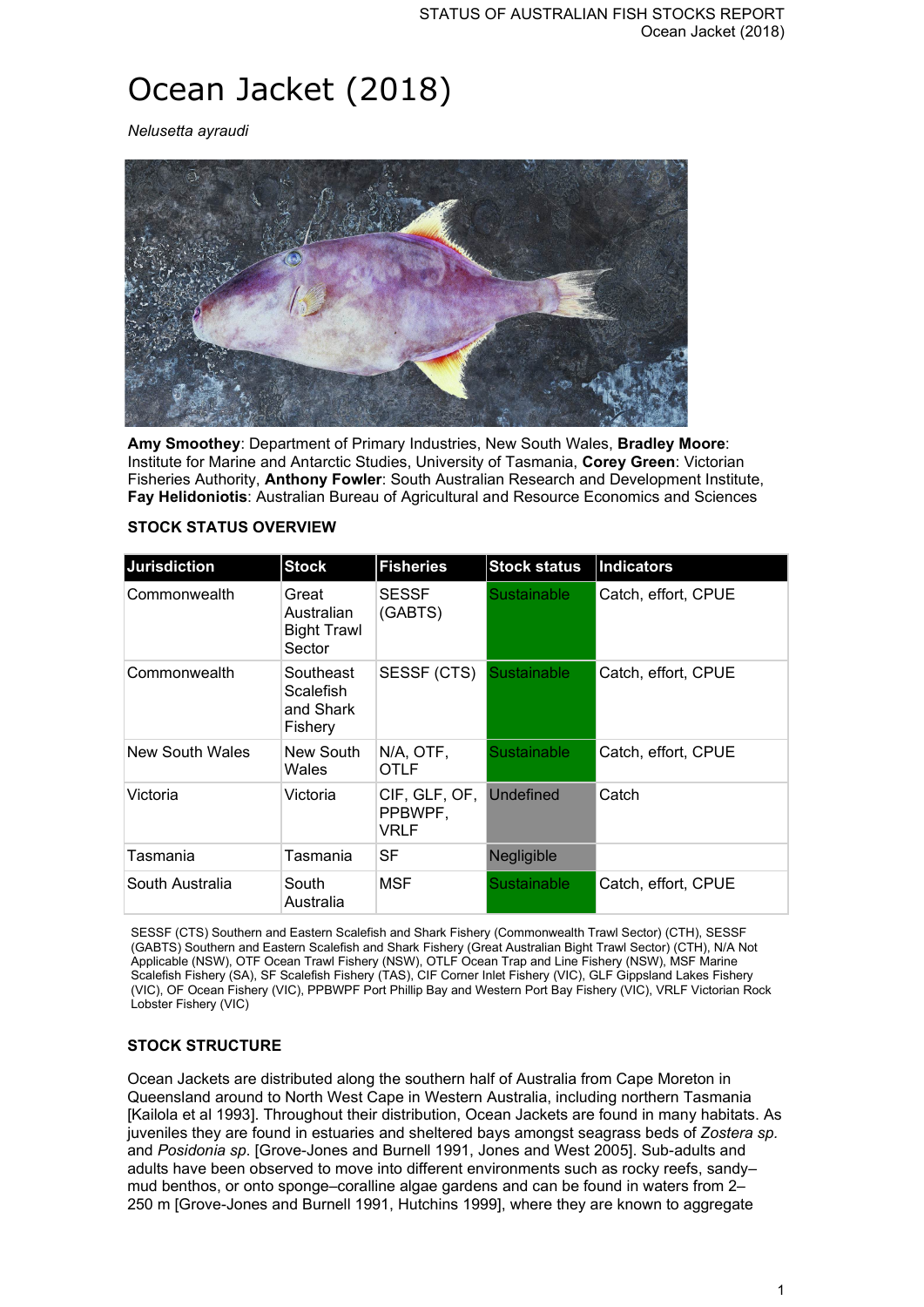# Ocean Jacket (2018)

*Nelusetta ayraudi*

**Amy Smoothey**: Department of Primary Industries, New South Wales, **Bradley Moore**: Institute for Marine and Antarctic Studies, University of Tasmania, **Corey Green**: Victorian Fisheries Authority, **Anthony Fowler**: South Australian Research and Development Institute, **Fay Helidoniotis**: Australian Bureau of Agricultural and Resource Economics and Sciences

## STOCK STATUS OVERVIEW

| Jurisdiction | Stock | Fisheries | Stock status | Indicators |
|---|---|---|---|---|
| Commonwealth | Great Australian Bight Trawl Sector | SESSF (GABTS) | Sustainable | Catch, effort, CPUE |
| Commonwealth | Southeast Scalefish and Shark Fishery | SESSF (CTS) | Sustainable | Catch, effort, CPUE |
| New South Wales | New South Wales | N/A, OTF, OTLF | Sustainable | Catch, effort, CPUE |
| Victoria | Victoria | CIF, GLF, OF, PPBWPF, VRLF | Undefined | Catch |
| Tasmania | Tasmania | SF | Negligible | |
| South Australia | South Australia | MSF | Sustainable | Catch, effort, CPUE |

SESSF (CTS) Southern and Eastern Scalefish and Shark Fishery (Commonwealth Trawl Sector) (CTH), SESSF (GABTS) Southern and Eastern Scalefish and Shark Fishery (Great Australian Bight Trawl Sector) (CTH), N/A Not Applicable (NSW), OTF Ocean Trawl Fishery (NSW), OTLF Ocean Trap and Line Fishery (NSW), MSF Marine Scalefish Fishery (SA), SF Scalefish Fishery (TAS), CIF Corner Inlet Fishery (VIC), GLF Gippsland Lakes Fishery (VIC), OF Ocean Fishery (VIC), PPBWPF Port Phillip Bay and Western Port Bay Fishery (VIC), VRLF Victorian Rock Lobster Fishery (VIC)

## STOCK STRUCTURE

Ocean Jackets are distributed along the southern half of Australia from Cape Moreton in Queensland around to North West Cape in Western Australia, including northern Tasmania [Kailola et al 1993]. Throughout their distribution, Ocean Jackets are found in many habitats. As juveniles they are found in estuaries and sheltered bays amongst seagrass beds of *Zostera sp.* and *Posidonia sp.* [Grove-Jones and Burnell 1991, Jones and West 2005]. Sub-adults and adults have been observed to move into different environments such as rocky reefs, sandy–mud benthos, or onto sponge–coralline algae gardens and can be found in waters from 2–250 m [Grove-Jones and Burnell 1991, Hutchins 1999], where they are known to aggregate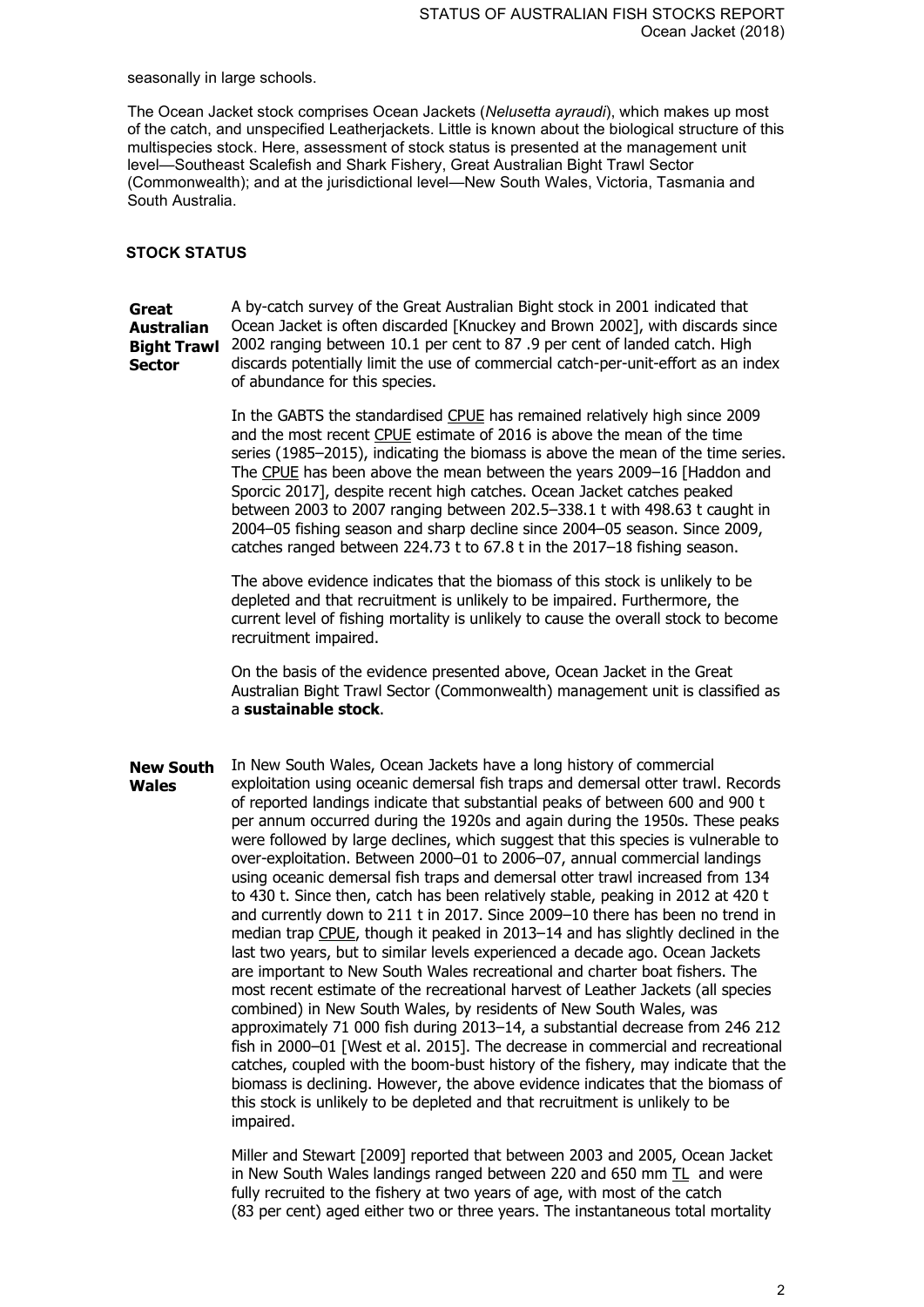seasonally in large schools.

The Ocean Jacket stock comprises Ocean Jackets (*Nelusetta ayraudi*), which makes up most of the catch, and unspecified Leatherjackets. Little is known about the biological structure of this multispecies stock. Here, assessment of stock status is presented at the management unit level—Southeast Scalefish and Shark Fishery, Great Australian Bight Trawl Sector (Commonwealth); and at the jurisdictional level—New South Wales, Victoria, Tasmania and South Australia.

## STOCK STATUS

**Great Australian Bight Trawl Sector**

A by-catch survey of the Great Australian Bight stock in 2001 indicated that Ocean Jacket is often discarded [Knuckey and Brown 2002], with discards since 2002 ranging between 10.1 per cent to 87 .9 per cent of landed catch. High discards potentially limit the use of commercial catch-per-unit-effort as an index of abundance for this species.

In the GABTS the standardised CPUE has remained relatively high since 2009 and the most recent CPUE estimate of 2016 is above the mean of the time series (1985–2015), indicating the biomass is above the mean of the time series. The CPUE has been above the mean between the years 2009–16 [Haddon and Sporcic 2017], despite recent high catches. Ocean Jacket catches peaked between 2003 to 2007 ranging between 202.5–338.1 t with 498.63 t caught in 2004–05 fishing season and sharp decline since 2004–05 season. Since 2009, catches ranged between 224.73 t to 67.8 t in the 2017–18 fishing season.

The above evidence indicates that the biomass of this stock is unlikely to be depleted and that recruitment is unlikely to be impaired. Furthermore, the current level of fishing mortality is unlikely to cause the overall stock to become recruitment impaired.

On the basis of the evidence presented above, Ocean Jacket in the Great Australian Bight Trawl Sector (Commonwealth) management unit is classified as a **sustainable stock**.

**New South Wales**

In New South Wales, Ocean Jackets have a long history of commercial exploitation using oceanic demersal fish traps and demersal otter trawl. Records of reported landings indicate that substantial peaks of between 600 and 900 t per annum occurred during the 1920s and again during the 1950s. These peaks were followed by large declines, which suggest that this species is vulnerable to over-exploitation. Between 2000–01 to 2006–07, annual commercial landings using oceanic demersal fish traps and demersal otter trawl increased from 134 to 430 t. Since then, catch has been relatively stable, peaking in 2012 at 420 t and currently down to 211 t in 2017. Since 2009–10 there has been no trend in median trap CPUE, though it peaked in 2013–14 and has slightly declined in the last two years, but to similar levels experienced a decade ago. Ocean Jackets are important to New South Wales recreational and charter boat fishers. The most recent estimate of the recreational harvest of Leather Jackets (all species combined) in New South Wales, by residents of New South Wales, was approximately 71 000 fish during 2013–14, a substantial decrease from 246 212 fish in 2000–01 [West et al. 2015]. The decrease in commercial and recreational catches, coupled with the boom-bust history of the fishery, may indicate that the biomass is declining. However, the above evidence indicates that the biomass of this stock is unlikely to be depleted and that recruitment is unlikely to be impaired.

Miller and Stewart [2009] reported that between 2003 and 2005, Ocean Jacket in New South Wales landings ranged between 220 and 650 mm TL and were fully recruited to the fishery at two years of age, with most of the catch (83 per cent) aged either two or three years. The instantaneous total mortality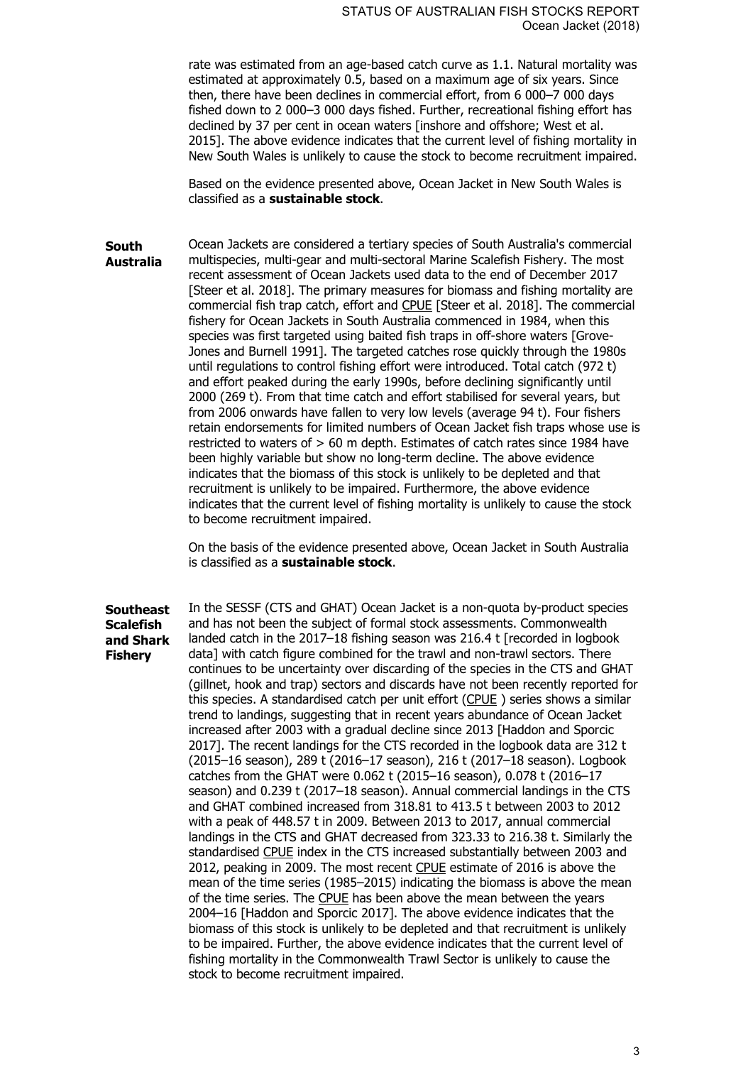rate was estimated from an age-based catch curve as 1.1. Natural mortality was estimated at approximately 0.5, based on a maximum age of six years. Since then, there have been declines in commercial effort, from 6 000–7 000 days fished down to 2 000–3 000 days fished. Further, recreational fishing effort has declined by 37 per cent in ocean waters [inshore and offshore; West et al. 2015]. The above evidence indicates that the current level of fishing mortality in New South Wales is unlikely to cause the stock to become recruitment impaired.

Based on the evidence presented above, Ocean Jacket in New South Wales is classified as a **sustainable stock**.

**South Australia**

Ocean Jackets are considered a tertiary species of South Australia's commercial multispecies, multi-gear and multi-sectoral Marine Scalefish Fishery. The most recent assessment of Ocean Jackets used data to the end of December 2017 [Steer et al. 2018]. The primary measures for biomass and fishing mortality are commercial fish trap catch, effort and CPUE [Steer et al. 2018]. The commercial fishery for Ocean Jackets in South Australia commenced in 1984, when this species was first targeted using baited fish traps in off-shore waters [Grove-Jones and Burnell 1991]. The targeted catches rose quickly through the 1980s until regulations to control fishing effort were introduced. Total catch (972 t) and effort peaked during the early 1990s, before declining significantly until 2000 (269 t). From that time catch and effort stabilised for several years, but from 2006 onwards have fallen to very low levels (average 94 t). Four fishers retain endorsements for limited numbers of Ocean Jacket fish traps whose use is restricted to waters of > 60 m depth. Estimates of catch rates since 1984 have been highly variable but show no long-term decline. The above evidence indicates that the biomass of this stock is unlikely to be depleted and that recruitment is unlikely to be impaired. Furthermore, the above evidence indicates that the current level of fishing mortality is unlikely to cause the stock to become recruitment impaired.

On the basis of the evidence presented above, Ocean Jacket in South Australia is classified as a **sustainable stock**.

**Southeast Scalefish and Shark Fishery**

In the SESSF (CTS and GHAT) Ocean Jacket is a non-quota by-product species and has not been the subject of formal stock assessments. Commonwealth landed catch in the 2017–18 fishing season was 216.4 t [recorded in logbook data] with catch figure combined for the trawl and non-trawl sectors. There continues to be uncertainty over discarding of the species in the CTS and GHAT (gillnet, hook and trap) sectors and discards have not been recently reported for this species. A standardised catch per unit effort (CPUE ) series shows a similar trend to landings, suggesting that in recent years abundance of Ocean Jacket increased after 2003 with a gradual decline since 2013 [Haddon and Sporcic 2017]. The recent landings for the CTS recorded in the logbook data are 312 t (2015–16 season), 289 t (2016–17 season), 216 t (2017–18 season). Logbook catches from the GHAT were 0.062 t (2015–16 season), 0.078 t (2016–17 season) and 0.239 t (2017–18 season). Annual commercial landings in the CTS and GHAT combined increased from 318.81 to 413.5 t between 2003 to 2012 with a peak of 448.57 t in 2009. Between 2013 to 2017, annual commercial landings in the CTS and GHAT decreased from 323.33 to 216.38 t. Similarly the standardised CPUE index in the CTS increased substantially between 2003 and 2012, peaking in 2009. The most recent CPUE estimate of 2016 is above the mean of the time series (1985–2015) indicating the biomass is above the mean of the time series. The CPUE has been above the mean between the years 2004–16 [Haddon and Sporcic 2017]. The above evidence indicates that the biomass of this stock is unlikely to be depleted and that recruitment is unlikely to be impaired. Further, the above evidence indicates that the current level of fishing mortality in the Commonwealth Trawl Sector is unlikely to cause the stock to become recruitment impaired.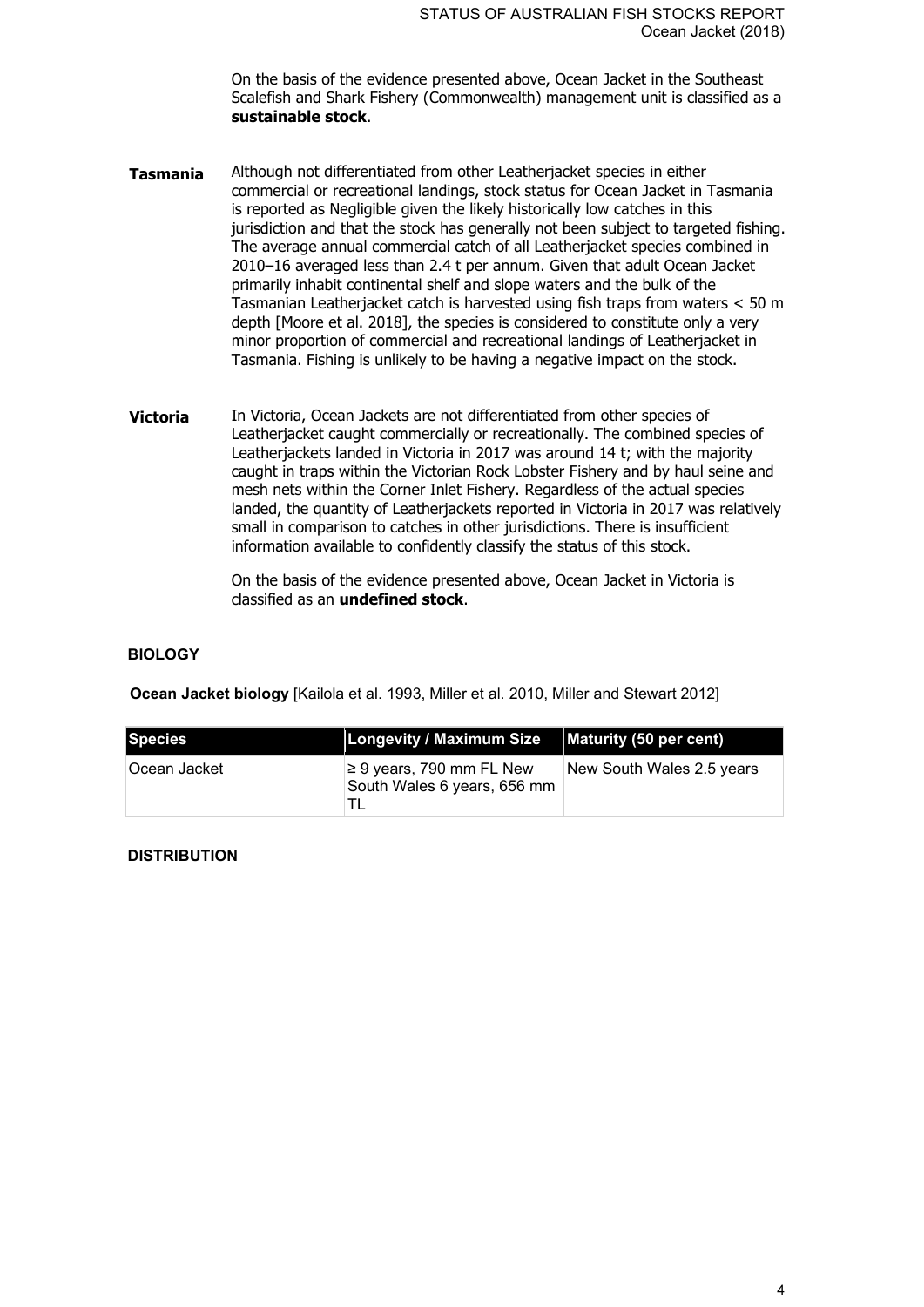On the basis of the evidence presented above, Ocean Jacket in the Southeast Scalefish and Shark Fishery (Commonwealth) management unit is classified as a **sustainable stock**.

**Tasmania** Although not differentiated from other Leatherjacket species in either commercial or recreational landings, stock status for Ocean Jacket in Tasmania is reported as Negligible given the likely historically low catches in this jurisdiction and that the stock has generally not been subject to targeted fishing. The average annual commercial catch of all Leatherjacket species combined in 2010–16 averaged less than 2.4 t per annum. Given that adult Ocean Jacket primarily inhabit continental shelf and slope waters and the bulk of the Tasmanian Leatherjacket catch is harvested using fish traps from waters < 50 m depth [Moore et al. 2018], the species is considered to constitute only a very minor proportion of commercial and recreational landings of Leatherjacket in Tasmania. Fishing is unlikely to be having a negative impact on the stock.

**Victoria** In Victoria, Ocean Jackets are not differentiated from other species of Leatherjacket caught commercially or recreationally. The combined species of Leatherjackets landed in Victoria in 2017 was around 14 t; with the majority caught in traps within the Victorian Rock Lobster Fishery and by haul seine and mesh nets within the Corner Inlet Fishery. Regardless of the actual species landed, the quantity of Leatherjackets reported in Victoria in 2017 was relatively small in comparison to catches in other jurisdictions. There is insufficient information available to confidently classify the status of this stock.

On the basis of the evidence presented above, Ocean Jacket in Victoria is classified as an **undefined stock**.

## BIOLOGY

**Ocean Jacket biology** [Kailola et al. 1993, Miller et al. 2010, Miller and Stewart 2012]

| Species | Longevity / Maximum Size | Maturity (50 per cent) |
|---|---|---|
| Ocean Jacket | ≥ 9 years, 790 mm FL New South Wales 6 years, 656 mm TL | New South Wales 2.5 years |

## DISTRIBUTION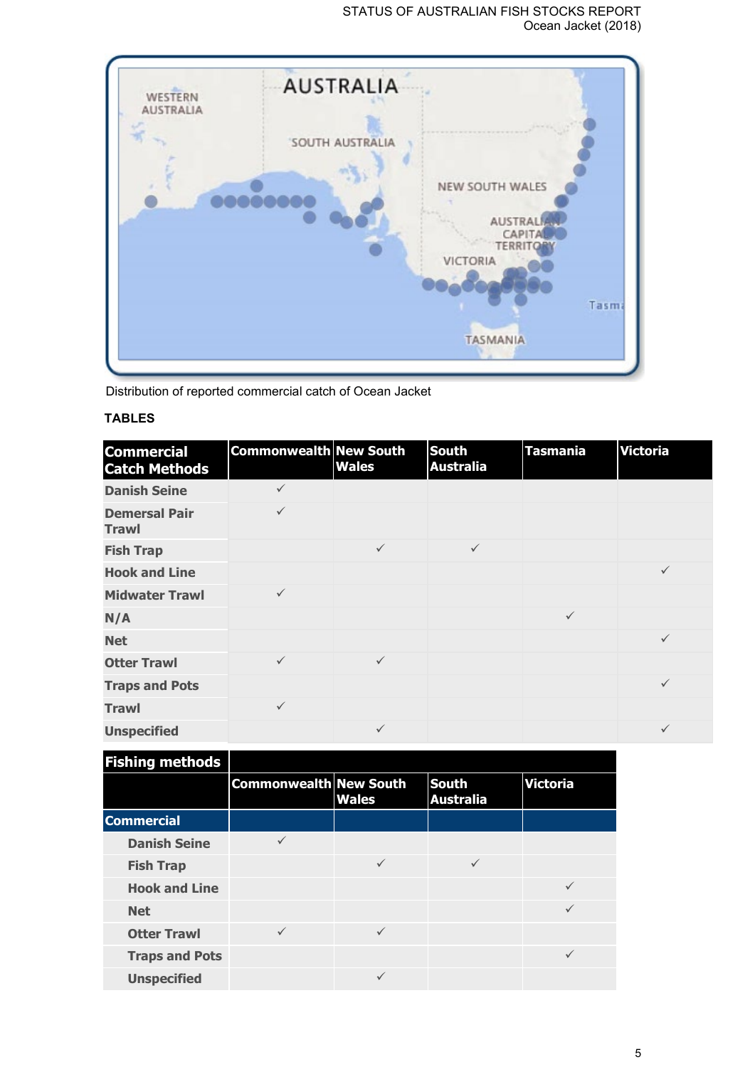Distribution of reported commercial catch of Ocean Jacket

## TABLES

| Commercial Catch Methods | Commonwealth | New South Wales | South Australia | Tasmania | Victoria |
|---|---|---|---|---|---|
| Danish Seine | ✓ | | | | |
| Demersal Pair Trawl | ✓ | | | | |
| Fish Trap | | ✓ | ✓ | | |
| Hook and Line | | | | | ✓ |
| Midwater Trawl | ✓ | | | | |
| N/A | | | | ✓ | |
| Net | | | | | ✓ |
| Otter Trawl | ✓ | ✓ | | | |
| Traps and Pots | | | | | ✓ |
| Trawl | ✓ | | | | |
| Unspecified | | ✓ | | | ✓ |

| Fishing methods | | | | |
|---|---|---|---|---|
| | Commonwealth | New South Wales | South Australia | Victoria |
| **Commercial** | | | | |
| Danish Seine | ✓ | | | |
| Fish Trap | | ✓ | ✓ | |
| Hook and Line | | | | ✓ |
| Net | | | | ✓ |
| Otter Trawl | ✓ | ✓ | | |
| Traps and Pots | | | | ✓ |
| Unspecified | | ✓ | | |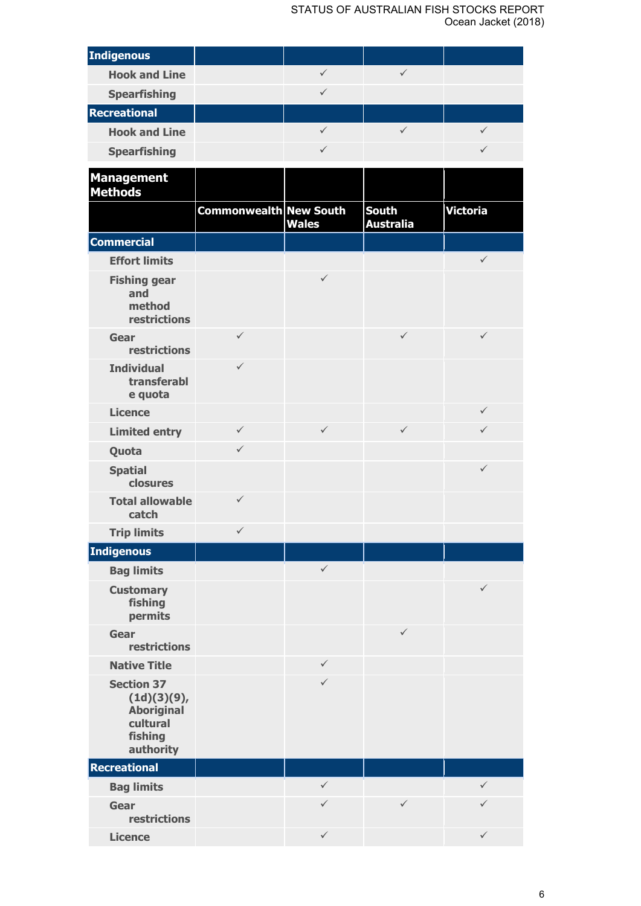| | | | | |
|---|---|---|---|---|
| **Indigenous** | | | | |
| Hook and Line | | ✓ | ✓ | |
| Spearfishing | | ✓ | | |
| **Recreational** | | | | |
| Hook and Line | | ✓ | ✓ | ✓ |
| Spearfishing | | ✓ | | ✓ |

| Management Methods | | | | |
|---|---|---|---|---|
| | Commonwealth | New South Wales | South Australia | Victoria |
| **Commercial** | | | | |
| Effort limits | | | | ✓ |
| Fishing gear and method restrictions | | ✓ | | |
| Gear restrictions | ✓ | | ✓ | ✓ |
| Individual transferable quota | ✓ | | | |
| Licence | | | | ✓ |
| Limited entry | ✓ | ✓ | ✓ | ✓ |
| Quota | ✓ | | | |
| Spatial closures | | | | ✓ |
| Total allowable catch | ✓ | | | |
| Trip limits | ✓ | | | |
| **Indigenous** | | | | |
| Bag limits | | ✓ | | |
| Customary fishing permits | | | | ✓ |
| Gear restrictions | | | ✓ | |
| Native Title | | ✓ | | |
| Section 37 (1d)(3)(9), Aboriginal cultural fishing authority | | ✓ | | |
| **Recreational** | | | | |
| Bag limits | | ✓ | | ✓ |
| Gear restrictions | | ✓ | ✓ | ✓ |
| Licence | | ✓ | | ✓ |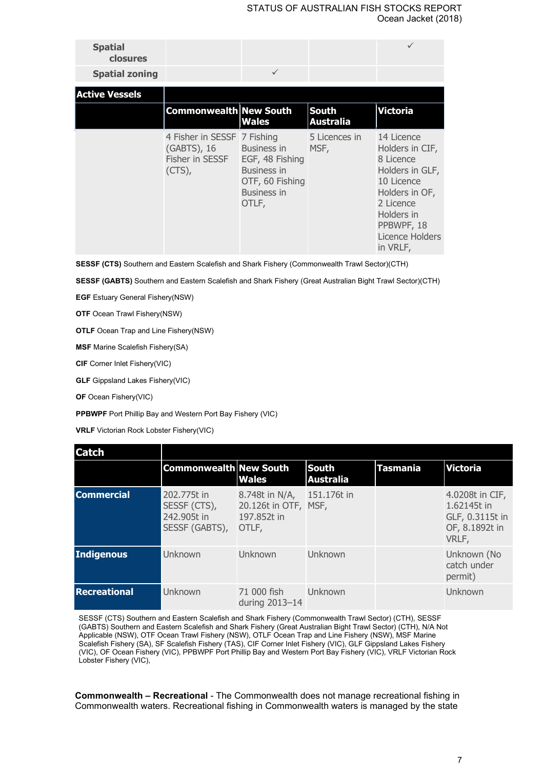| Spatial closures | | | | ✓ |
| --- | --- | --- | --- | --- |
| Spatial zoning | | ✓ | | |

| Active Vessels | | | | |
| --- | --- | --- | --- | --- |
| | Commonwealth | New South Wales | South Australia | Victoria |
| | 4 Fisher in SESSF (GABTS), 16 Fisher in SESSF (CTS), | 7 Fishing Business in EGF, 48 Fishing Business in OTF, 60 Fishing Business in OTLF, | 5 Licences in MSF, | 14 Licence Holders in CIF, 8 Licence Holders in GLF, 10 Licence Holders in OF, 2 Licence Holders in PPBWPF, 18 Licence Holders in VRLF, |

**SESSF (CTS)** Southern and Eastern Scalefish and Shark Fishery (Commonwealth Trawl Sector)(CTH)

**SESSF (GABTS)** Southern and Eastern Scalefish and Shark Fishery (Great Australian Bight Trawl Sector)(CTH)

**EGF** Estuary General Fishery(NSW)

**OTF** Ocean Trawl Fishery(NSW)

**OTLF** Ocean Trap and Line Fishery(NSW)

**MSF** Marine Scalefish Fishery(SA)

**CIF** Corner Inlet Fishery(VIC)

**GLF** Gippsland Lakes Fishery(VIC)

**OF** Ocean Fishery(VIC)

**PPBWPF** Port Phillip Bay and Western Port Bay Fishery (VIC)

**VRLF** Victorian Rock Lobster Fishery(VIC)

| Catch | | | | | |
| --- | --- | --- | --- | --- | --- |
| | Commonwealth | New South Wales | South Australia | Tasmania | Victoria |
| Commercial | 202.775t in SESSF (CTS), 242.905t in SESSF (GABTS), | 8.748t in N/A, 20.126t in OTF, 197.852t in OTLF, | 151.176t in MSF, | | 4.0208t in CIF, 1.62145t in GLF, 0.3115t in OF, 8.1892t in VRLF, |
| Indigenous | Unknown | Unknown | Unknown | | Unknown (No catch under permit) |
| Recreational | Unknown | 71 000 fish during 2013–14 | Unknown | | Unknown |

SESSF (CTS) Southern and Eastern Scalefish and Shark Fishery (Commonwealth Trawl Sector) (CTH), SESSF (GABTS) Southern and Eastern Scalefish and Shark Fishery (Great Australian Bight Trawl Sector) (CTH), N/A Not Applicable (NSW), OTF Ocean Trawl Fishery (NSW), OTLF Ocean Trap and Line Fishery (NSW), MSF Marine Scalefish Fishery (SA), SF Scalefish Fishery (TAS), CIF Corner Inlet Fishery (VIC), GLF Gippsland Lakes Fishery (VIC), OF Ocean Fishery (VIC), PPBWPF Port Phillip Bay and Western Port Bay Fishery (VIC), VRLF Victorian Rock Lobster Fishery (VIC),

**Commonwealth – Recreational** - The Commonwealth does not manage recreational fishing in Commonwealth waters. Recreational fishing in Commonwealth waters is managed by the state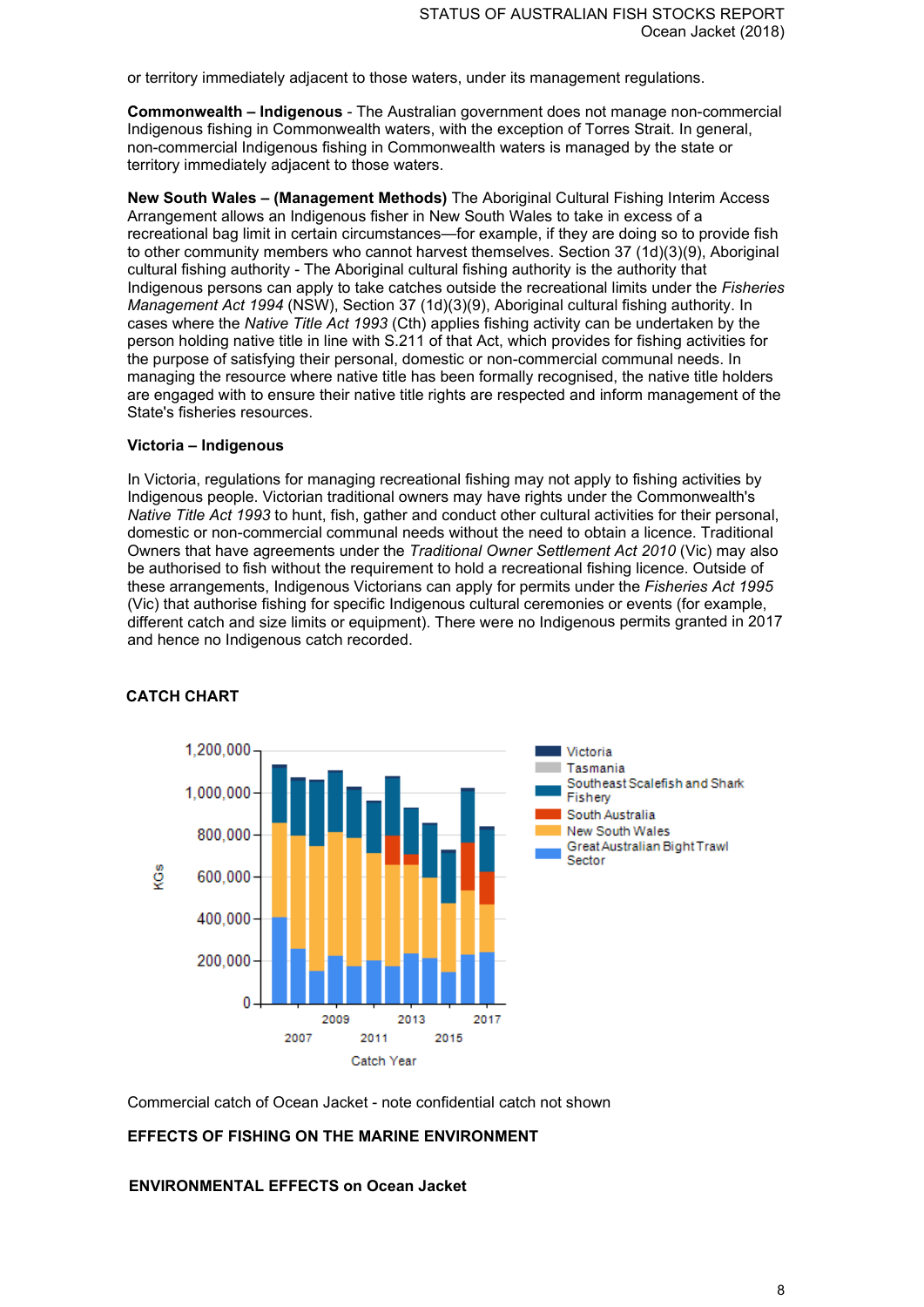or territory immediately adjacent to those waters, under its management regulations.

**Commonwealth – Indigenous** - The Australian government does not manage non-commercial Indigenous fishing in Commonwealth waters, with the exception of Torres Strait. In general, non-commercial Indigenous fishing in Commonwealth waters is managed by the state or territory immediately adjacent to those waters.

**New South Wales – (Management Methods)** The Aboriginal Cultural Fishing Interim Access Arrangement allows an Indigenous fisher in New South Wales to take in excess of a recreational bag limit in certain circumstances—for example, if they are doing so to provide fish to other community members who cannot harvest themselves. Section 37 (1d)(3)(9), Aboriginal cultural fishing authority - The Aboriginal cultural fishing authority is the authority that Indigenous persons can apply to take catches outside the recreational limits under the *Fisheries Management Act 1994* (NSW), Section 37 (1d)(3)(9), Aboriginal cultural fishing authority. In cases where the *Native Title Act 1993* (Cth) applies fishing activity can be undertaken by the person holding native title in line with S.211 of that Act, which provides for fishing activities for the purpose of satisfying their personal, domestic or non-commercial communal needs. In managing the resource where native title has been formally recognised, the native title holders are engaged with to ensure their native title rights are respected and inform management of the State's fisheries resources.

**Victoria – Indigenous**

In Victoria, regulations for managing recreational fishing may not apply to fishing activities by Indigenous people. Victorian traditional owners may have rights under the Commonwealth's *Native Title Act 1993* to hunt, fish, gather and conduct other cultural activities for their personal, domestic or non-commercial communal needs without the need to obtain a licence. Traditional Owners that have agreements under the *Traditional Owner Settlement Act 2010* (Vic) may also be authorised to fish without the requirement to hold a recreational fishing licence. Outside of these arrangements, Indigenous Victorians can apply for permits under the *Fisheries Act 1995* (Vic) that authorise fishing for specific Indigenous cultural ceremonies or events (for example, different catch and size limits or equipment). There were no Indigenous permits granted in 2017 and hence no Indigenous catch recorded.

**CATCH CHART**

Commercial catch of Ocean Jacket - note confidential catch not shown

**EFFECTS OF FISHING ON THE MARINE ENVIRONMENT**

**ENVIRONMENTAL EFFECTS on Ocean Jacket**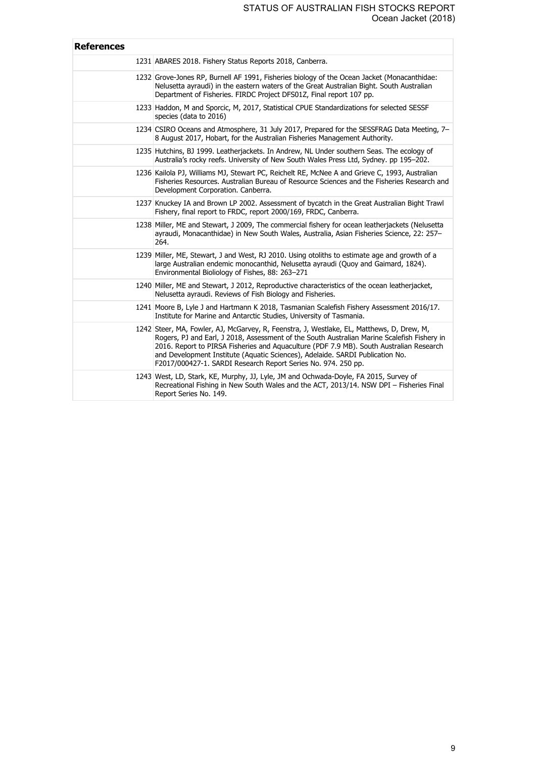| References | |
|---|---|
| 1231 | ABARES 2018. Fishery Status Reports 2018, Canberra. |
| 1232 | Grove-Jones RP, Burnell AF 1991, Fisheries biology of the Ocean Jacket (Monacanthidae: Nelusetta ayraudi) in the eastern waters of the Great Australian Bight. South Australian Department of Fisheries. FIRDC Project DFS01Z, Final report 107 pp. |
| 1233 | Haddon, M and Sporcic, M, 2017, Statistical CPUE Standardizations for selected SESSF species (data to 2016) |
| 1234 | CSIRO Oceans and Atmosphere, 31 July 2017, Prepared for the SESSFRAG Data Meeting, 7–8 August 2017, Hobart, for the Australian Fisheries Management Authority. |
| 1235 | Hutchins, BJ 1999. Leatherjackets. In Andrew, NL Under southern Seas. The ecology of Australia's rocky reefs. University of New South Wales Press Ltd, Sydney. pp 195–202. |
| 1236 | Kailola PJ, Williams MJ, Stewart PC, Reichelt RE, McNee A and Grieve C, 1993, Australian Fisheries Resources. Australian Bureau of Resource Sciences and the Fisheries Research and Development Corporation. Canberra. |
| 1237 | Knuckey IA and Brown LP 2002. Assessment of bycatch in the Great Australian Bight Trawl Fishery, final report to FRDC, report 2000/169, FRDC, Canberra. |
| 1238 | Miller, ME and Stewart, J 2009, The commercial fishery for ocean leatherjackets (Nelusetta ayraudi, Monacanthidae) in New South Wales, Australia, Asian Fisheries Science, 22: 257–264. |
| 1239 | Miller, ME, Stewart, J and West, RJ 2010. Using otoliths to estimate age and growth of a large Australian endemic monocanthid, Nelusetta ayraudi (Quoy and Gaimard, 1824). Environmental Bioliology of Fishes, 88: 263–271 |
| 1240 | Miller, ME and Stewart, J 2012, Reproductive characteristics of the ocean leatherjacket, Nelusetta ayraudi. Reviews of Fish Biology and Fisheries. |
| 1241 | Moore B, Lyle J and Hartmann K 2018, Tasmanian Scalefish Fishery Assessment 2016/17. Institute for Marine and Antarctic Studies, University of Tasmania. |
| 1242 | Steer, MA, Fowler, AJ, McGarvey, R, Feenstra, J, Westlake, EL, Matthews, D, Drew, M, Rogers, PJ and Earl, J 2018, Assessment of the South Australian Marine Scalefish Fishery in 2016. Report to PIRSA Fisheries and Aquaculture (PDF 7.9 MB). South Australian Research and Development Institute (Aquatic Sciences), Adelaide. SARDI Publication No. F2017/000427-1. SARDI Research Report Series No. 974. 250 pp. |
| 1243 | West, LD, Stark, KE, Murphy, JJ, Lyle, JM and Ochwada-Doyle, FA 2015, Survey of Recreational Fishing in New South Wales and the ACT, 2013/14. NSW DPI – Fisheries Final Report Series No. 149. |